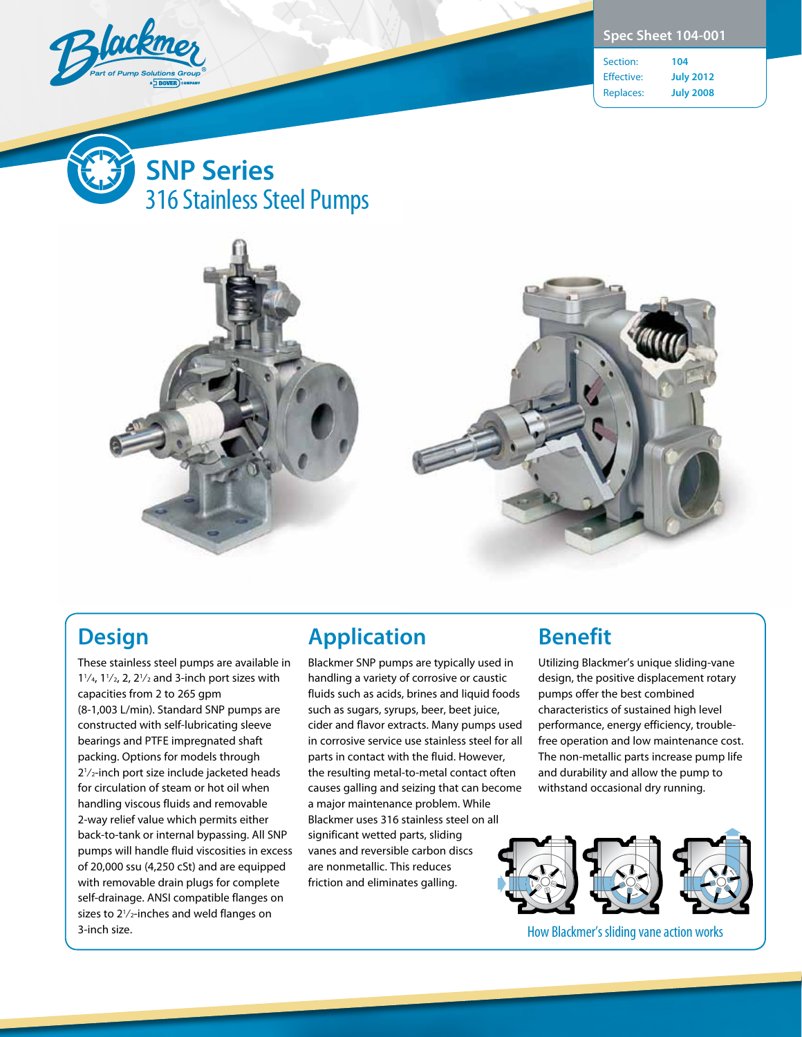Spec Sheet 104-001

Section: 104
Effective: July 2012
Replaces: July 2008

# SNP Series
## 316 Stainless Steel Pumps

## Design

These stainless steel pumps are available in 1¼, 1½, 2, 2½ and 3-inch port sizes with capacities from 2 to 265 gpm (8-1,003 L/min). Standard SNP pumps are constructed with self-lubricating sleeve bearings and PTFE impregnated shaft packing. Options for models through 2½-inch port size include jacketed heads for circulation of steam or hot oil when handling viscous fluids and removable 2-way relief value which permits either back-to-tank or internal bypassing. All SNP pumps will handle fluid viscosities in excess of 20,000 ssu (4,250 cSt) and are equipped with removable drain plugs for complete self-drainage. ANSI compatible flanges on sizes to 2½-inches and weld flanges on 3-inch size.

## Application

Blackmer SNP pumps are typically used in handling a variety of corrosive or caustic fluids such as acids, brines and liquid foods such as sugars, syrups, beer, beet juice, cider and flavor extracts. Many pumps used in corrosive service use stainless steel for all parts in contact with the fluid. However, the resulting metal-to-metal contact often causes galling and seizing that can become a major maintenance problem. While Blackmer uses 316 stainless steel on all significant wetted parts, sliding vanes and reversible carbon discs are nonmetallic. This reduces friction and eliminates galling.

## Benefit

Utilizing Blackmer's unique sliding-vane design, the positive displacement rotary pumps offer the best combined characteristics of sustained high level performance, energy efficiency, trouble-free operation and low maintenance cost. The non-metallic parts increase pump life and durability and allow the pump to withstand occasional dry running.

How Blackmer's sliding vane action works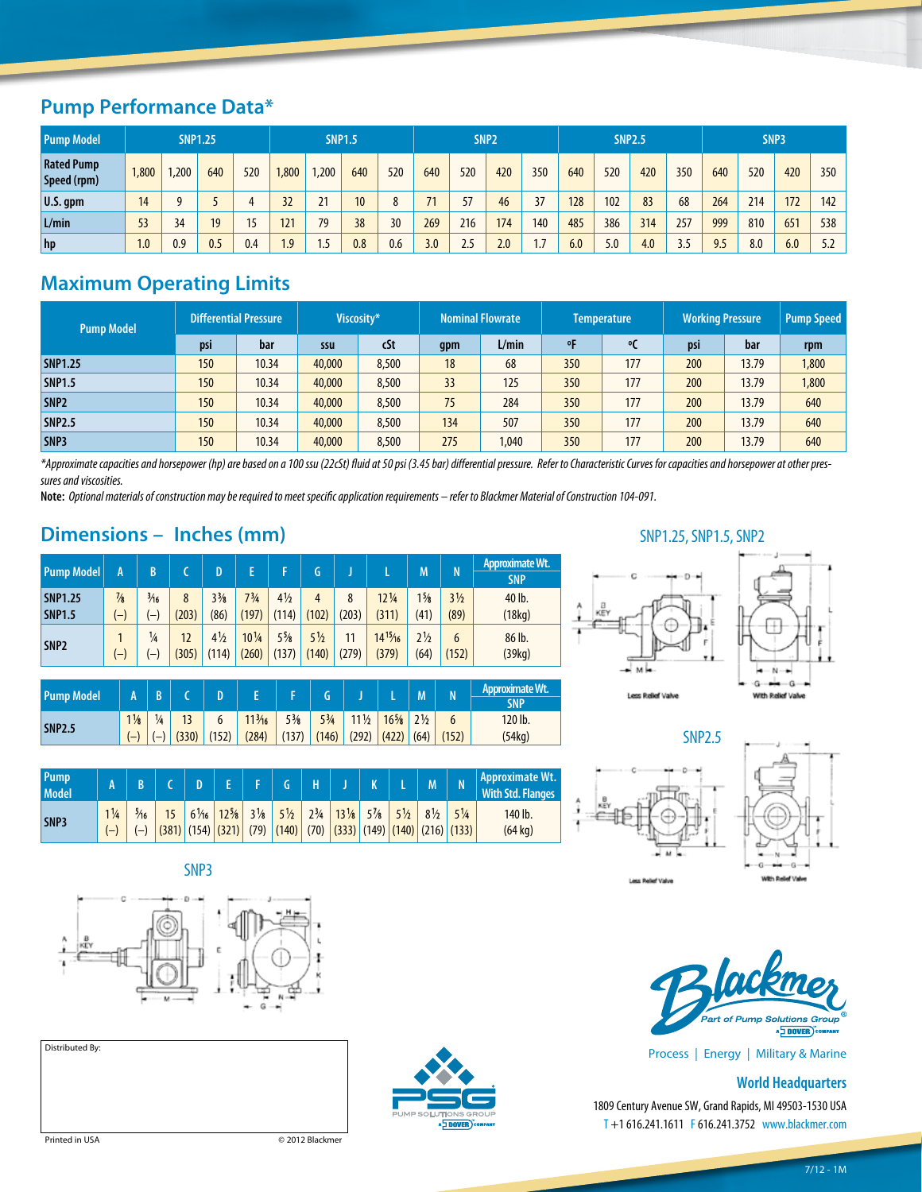## Pump Performance Data*

| Pump Model | SNP1.25 | | | | SNP1.5 | | | | SNP2 | | | | SNP2.5 | | | | SNP3 | | | |
|---|---|---|---|---|---|---|---|---|---|---|---|---|---|---|---|---|---|---|---|---|
| Rated Pump Speed (rpm) | 1,800 | 1,200 | 640 | 520 | 1,800 | 1,200 | 640 | 520 | 640 | 520 | 420 | 350 | 640 | 520 | 420 | 350 | 640 | 520 | 420 | 350 |
| U.S. gpm | 14 | 9 | 5 | 4 | 32 | 21 | 10 | 8 | 71 | 57 | 46 | 37 | 128 | 102 | 83 | 68 | 264 | 214 | 172 | 142 |
| L/min | 53 | 34 | 19 | 15 | 121 | 79 | 38 | 30 | 269 | 216 | 174 | 140 | 485 | 386 | 314 | 257 | 999 | 810 | 651 | 538 |
| hp | 1.0 | 0.9 | 0.5 | 0.4 | 1.9 | 1.5 | 0.8 | 0.6 | 3.0 | 2.5 | 2.0 | 1.7 | 6.0 | 5.0 | 4.0 | 3.5 | 9.5 | 8.0 | 6.0 | 5.2 |

## Maximum Operating Limits

| Pump Model | Differential Pressure | | Viscosity* | | Nominal Flowrate | | Temperature | | Working Pressure | | Pump Speed |
|---|---|---|---|---|---|---|---|---|---|---|---|
| | psi | bar | ssu | cSt | gpm | L/min | ºF | ºC | psi | bar | rpm |
| SNP1.25 | 150 | 10.34 | 40,000 | 8,500 | 18 | 68 | 350 | 177 | 200 | 13.79 | 1,800 |
| SNP1.5 | 150 | 10.34 | 40,000 | 8,500 | 33 | 125 | 350 | 177 | 200 | 13.79 | 1,800 |
| SNP2 | 150 | 10.34 | 40,000 | 8,500 | 75 | 284 | 350 | 177 | 200 | 13.79 | 640 |
| SNP2.5 | 150 | 10.34 | 40,000 | 8,500 | 134 | 507 | 350 | 177 | 200 | 13.79 | 640 |
| SNP3 | 150 | 10.34 | 40,000 | 8,500 | 275 | 1,040 | 350 | 177 | 200 | 13.79 | 640 |

*\*Approximate capacities and horsepower (hp) are based on a 100 ssu (22cSt) fluid at 50 psi (3.45 bar) differential pressure. Refer to Characteristic Curves for capacities and horsepower at other pressures and viscosities.*

**Note:** *Optional materials of construction may be required to meet specific application requirements – refer to Blackmer Material of Construction 104-091.*

## Dimensions – Inches (mm)

| Pump Model | A | B | C | D | E | F | G | J | L | M | N | Approximate Wt. SNP |
|---|---|---|---|---|---|---|---|---|---|---|---|---|
| SNP1.25 SNP1.5 | 7/8 (–) | 3/16 (–) | 8 (203) | 3 3/8 (86) | 7 3/4 (197) | 4 1/2 (114) | 4 (102) | 8 (203) | 12 1/4 (311) | 1 5/8 (41) | 3 1/2 (89) | 40 lb. (18kg) |
| SNP2 | 1 (–) | 1/4 (–) | 12 (305) | 4 1/2 (114) | 10 1/4 (260) | 5 3/8 (137) | 5 1/2 (140) | 11 (279) | 14 15/16 (379) | 2 1/2 (64) | 6 (152) | 86 lb. (39kg) |

| Pump Model | A | B | C | D | E | F | G | J | L | M | N | Approximate Wt. SNP |
|---|---|---|---|---|---|---|---|---|---|---|---|---|
| SNP2.5 | 1 1/8 (–) | 1/4 (–) | 13 (330) | 6 (152) | 11 3/16 (284) | 5 3/8 (137) | 5 3/4 (146) | 11 1/2 (292) | 16 5/8 (422) | 2 1/2 (64) | 6 (152) | 120 lb. (54kg) |

| Pump Model | A | B | C | D | E | F | G | H | J | K | L | M | N | Approximate Wt. With Std. Flanges |
|---|---|---|---|---|---|---|---|---|---|---|---|---|---|---|
| SNP3 | 1 1/4 (–) | 5/16 (–) | 15 (381) | 6 1/16 (154) | 12 5/8 (321) | 3 1/8 (79) | 5 1/2 (140) | 2 3/4 (70) | 13 1/8 (333) | 5 7/8 (149) | 5 1/2 (140) | 8 1/2 (216) | 5 1/4 (133) | 140 lb. (64 kg) |

SNP1.25, SNP1.5, SNP2

Less Relief Valve

With Relief Valve

SNP2.5

Less Relief Valve

With Relief Valve

SNP3

Distributed By:

Printed in USA

© 2012 Blackmer

Blackmer

Part of Pump Solutions Group

A DOVER COMPANY

PSG PUMP SOLUTIONS GROUP A DOVER COMPANY

Process | Energy | Military & Marine

**World Headquarters**

1809 Century Avenue SW, Grand Rapids, MI 49503-1530 USA

T +1 616.241.1611 F 616.241.3752 www.blackmer.com

7/12 - 1M